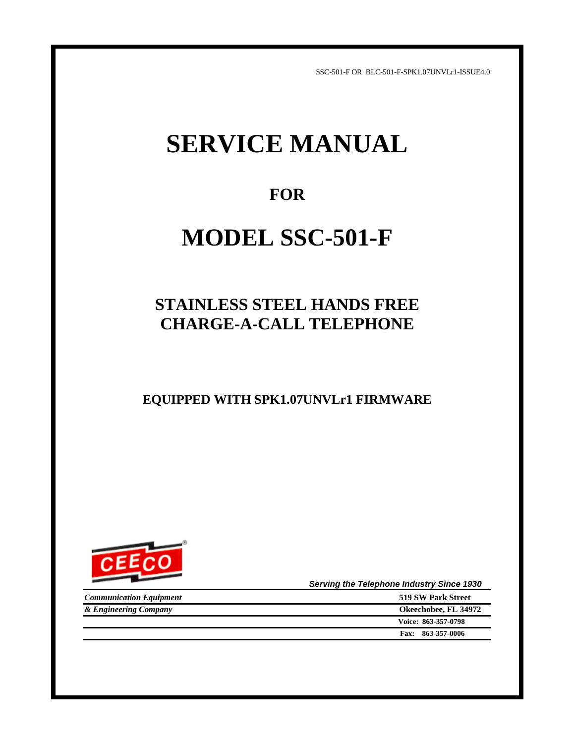SSC-501-F OR BLC-501-F-SPK1.07UNVLr1-ISSUE4.0

# SERVICE MANUAL

## FOR

# MODEL SSC-501-F

## STAINLESS STEEL HANDS FREE CHARGE-A-CALL TELEPHONE

### EQUIPPED WITH SPK1.07UNVLr1 FIRMWARE

CEECO

*Serving the Telephone Industry Since 1930*

| | |
|---|---|
| ***Communication Equipment*** | **519 SW Park Street** |
| ***& Engineering Company*** | **Okeechobee, FL 34972** |
| | **Voice: 863-357-0798** |
| | **Fax: 863-357-0006** |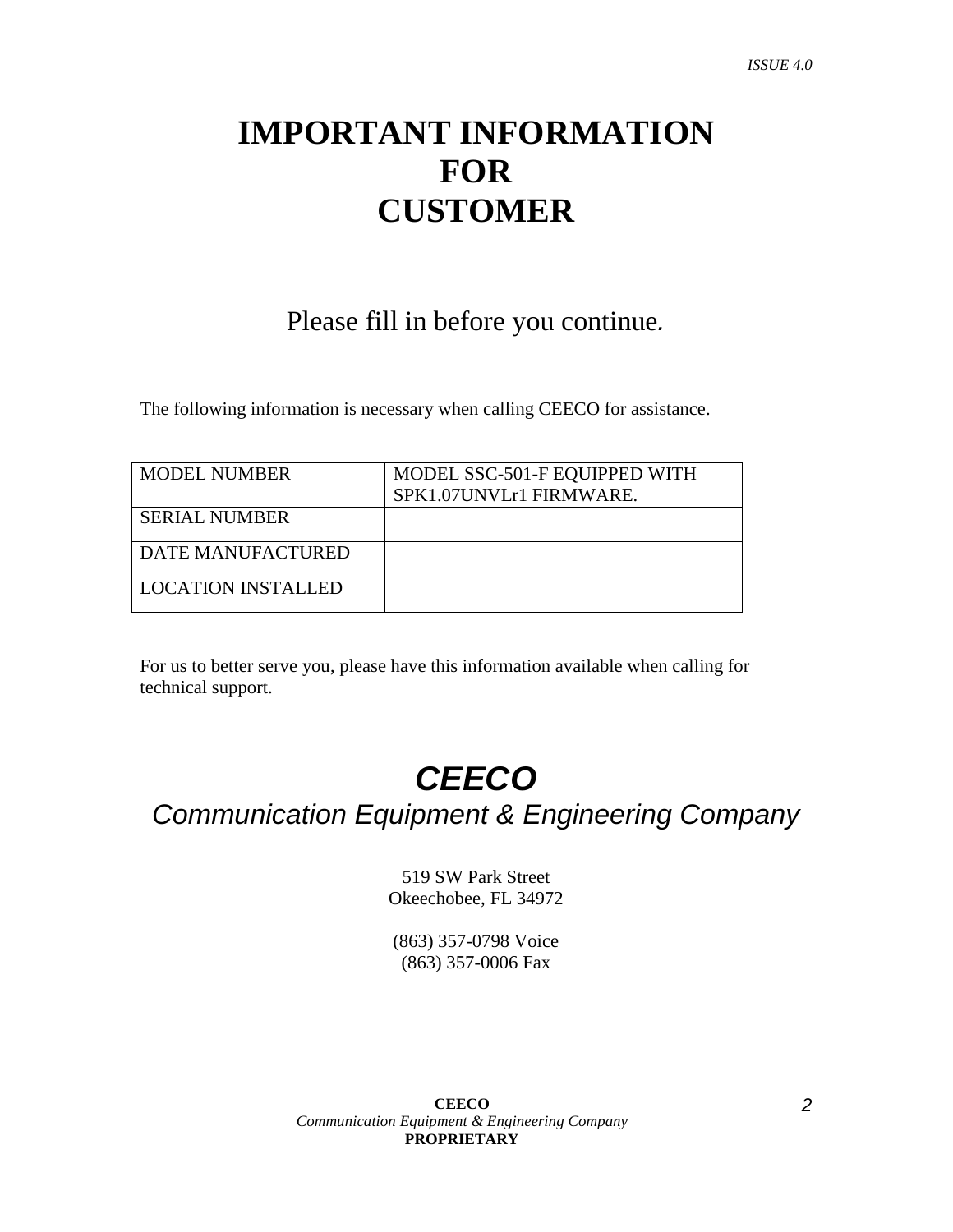# IMPORTANT INFORMATION FOR CUSTOMER

Please fill in before you continue.

The following information is necessary when calling CEECO for assistance.

| MODEL NUMBER | MODEL SSC-501-F EQUIPPED WITH SPK1.07UNVLr1 FIRMWARE. |
|---|---|
| SERIAL NUMBER | |
| DATE MANUFACTURED | |
| LOCATION INSTALLED | |

For us to better serve you, please have this information available when calling for technical support.

## ***CEECO***

*Communication Equipment & Engineering Company*

519 SW Park Street
Okeechobee, FL 34972

(863) 357-0798 Voice
(863) 357-0006 Fax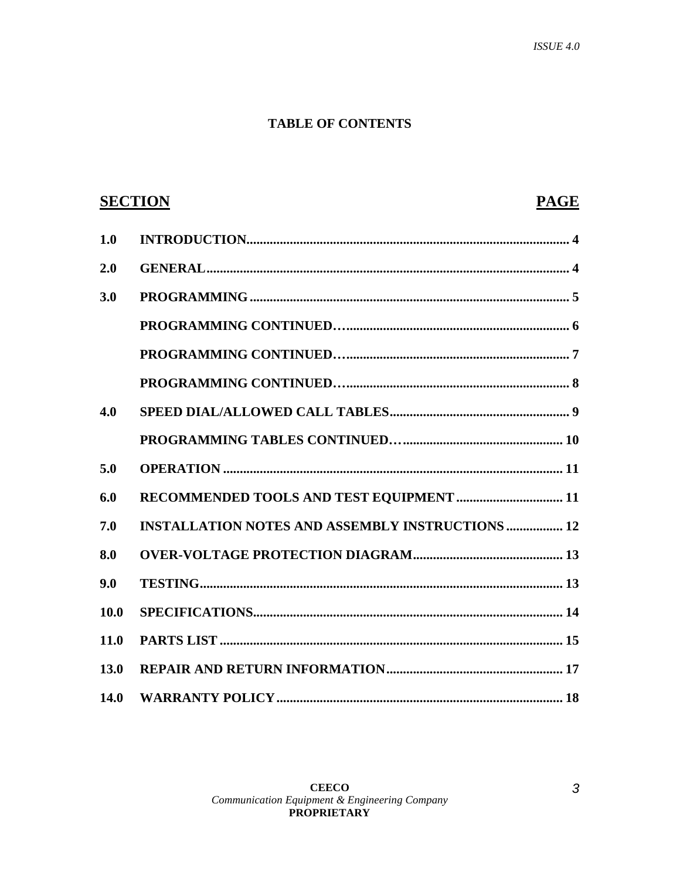# TABLE OF CONTENTS

| SECTION | | PAGE |
|---|---|---|
| 1.0 | INTRODUCTION | 4 |
| 2.0 | GENERAL | 4 |
| 3.0 | PROGRAMMING | 5 |
| | PROGRAMMING CONTINUED… | 6 |
| | PROGRAMMING CONTINUED… | 7 |
| | PROGRAMMING CONTINUED… | 8 |
| 4.0 | SPEED DIAL/ALLOWED CALL TABLES | 9 |
| | PROGRAMMING TABLES CONTINUED… | 10 |
| 5.0 | OPERATION | 11 |
| 6.0 | RECOMMENDED TOOLS AND TEST EQUIPMENT | 11 |
| 7.0 | INSTALLATION NOTES AND ASSEMBLY INSTRUCTIONS | 12 |
| 8.0 | OVER-VOLTAGE PROTECTION DIAGRAM | 13 |
| 9.0 | TESTING | 13 |
| 10.0 | SPECIFICATIONS | 14 |
| 11.0 | PARTS LIST | 15 |
| 13.0 | REPAIR AND RETURN INFORMATION | 17 |
| 14.0 | WARRANTY POLICY | 18 |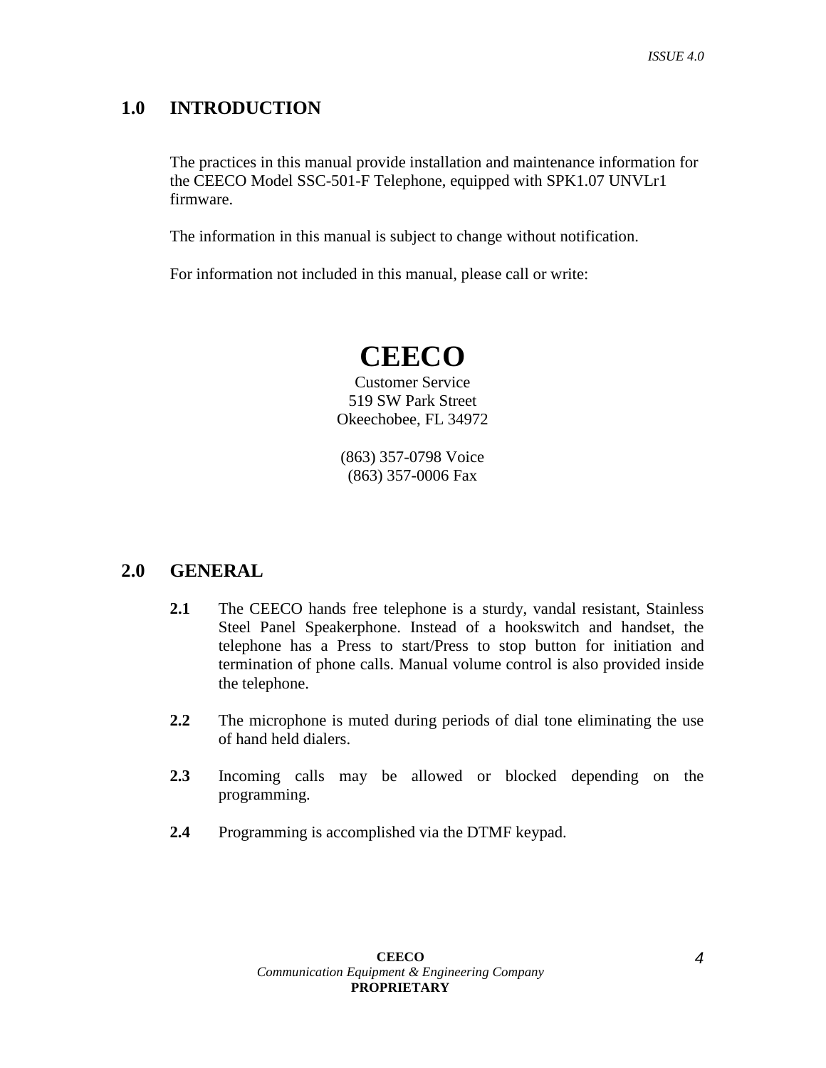## 1.0 INTRODUCTION

The practices in this manual provide installation and maintenance information for the CEECO Model SSC-501-F Telephone, equipped with SPK1.07 UNVLr1 firmware.

The information in this manual is subject to change without notification.

For information not included in this manual, please call or write:

**CEECO**
Customer Service
519 SW Park Street
Okeechobee, FL 34972

(863) 357-0798 Voice
(863) 357-0006 Fax

## 2.0 GENERAL

**2.1** The CEECO hands free telephone is a sturdy, vandal resistant, Stainless Steel Panel Speakerphone. Instead of a hookswitch and handset, the telephone has a Press to start/Press to stop button for initiation and termination of phone calls. Manual volume control is also provided inside the telephone.

**2.2** The microphone is muted during periods of dial tone eliminating the use of hand held dialers.

**2.3** Incoming calls may be allowed or blocked depending on the programming.

**2.4** Programming is accomplished via the DTMF keypad.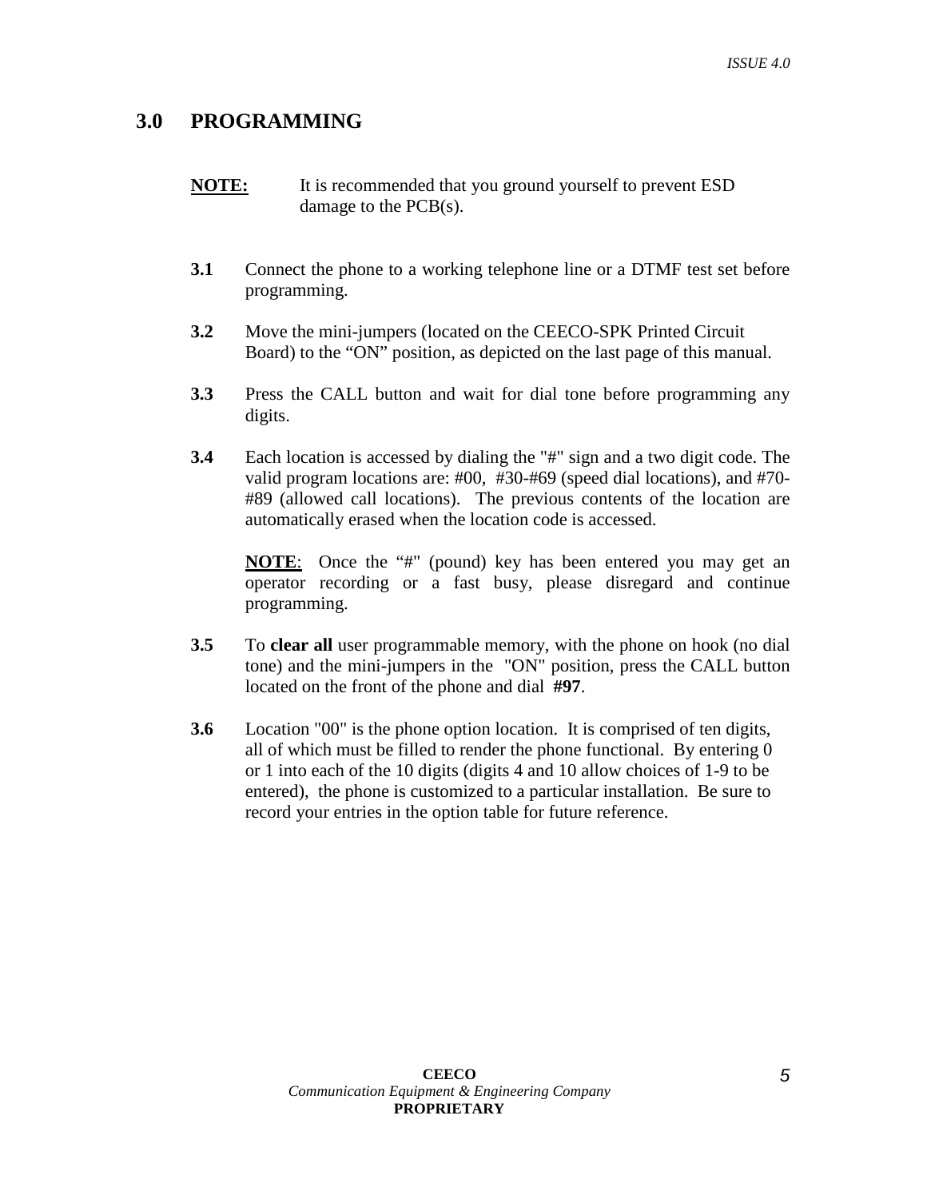## 3.0 PROGRAMMING

**NOTE:** It is recommended that you ground yourself to prevent ESD damage to the PCB(s).

**3.1** Connect the phone to a working telephone line or a DTMF test set before programming.

**3.2** Move the mini-jumpers (located on the CEECO-SPK Printed Circuit Board) to the "ON" position, as depicted on the last page of this manual.

**3.3** Press the CALL button and wait for dial tone before programming any digits.

**3.4** Each location is accessed by dialing the "#" sign and a two digit code. The valid program locations are: #00, #30-#69 (speed dial locations), and #70-#89 (allowed call locations). The previous contents of the location are automatically erased when the location code is accessed.

**NOTE**: Once the "#" (pound) key has been entered you may get an operator recording or a fast busy, please disregard and continue programming.

**3.5** To **clear all** user programmable memory, with the phone on hook (no dial tone) and the mini-jumpers in the "ON" position, press the CALL button located on the front of the phone and dial **#97**.

**3.6** Location "00" is the phone option location. It is comprised of ten digits, all of which must be filled to render the phone functional. By entering 0 or 1 into each of the 10 digits (digits 4 and 10 allow choices of 1-9 to be entered), the phone is customized to a particular installation. Be sure to record your entries in the option table for future reference.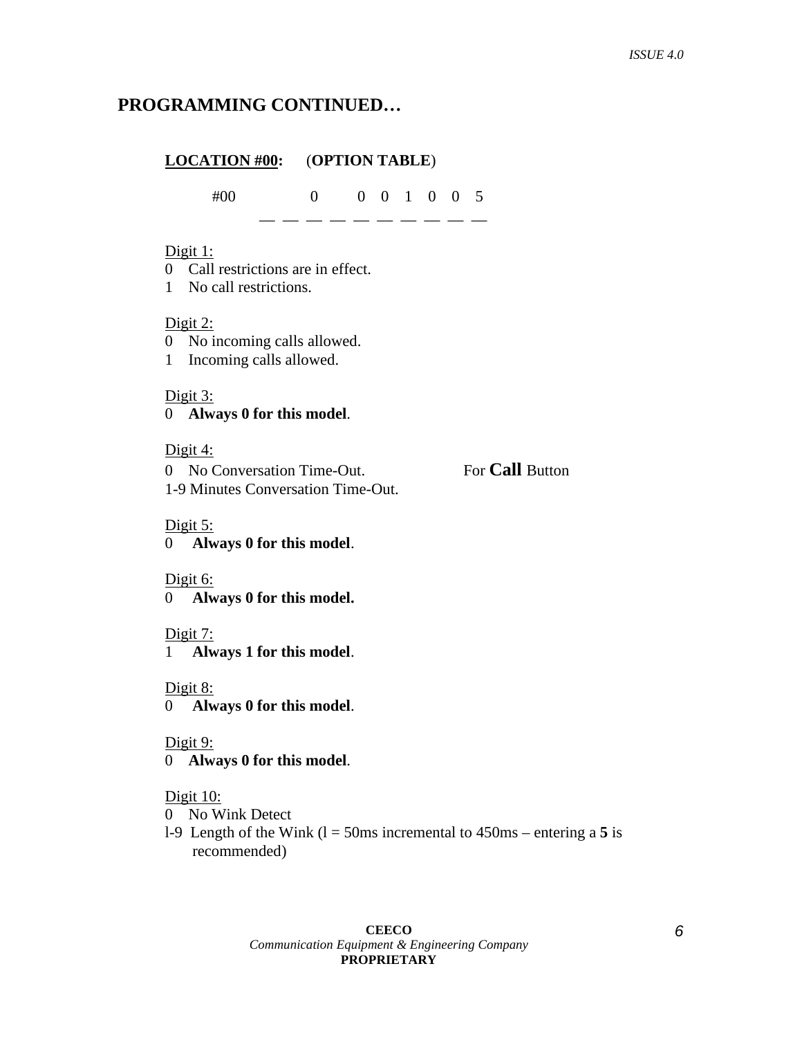## PROGRAMMING CONTINUED…

**LOCATION #00:** (**OPTION TABLE**)

```
#00        0      0  0  1  0  0  5
        __ __ __ __ __ __ __ __ __ __
```

Digit 1:

0 Call restrictions are in effect.
1 No call restrictions.

Digit 2:

0 No incoming calls allowed.
1 Incoming calls allowed.

Digit 3:

0 **Always 0 for this model**.

Digit 4:

0 No Conversation Time-Out. For **Call** Button
1-9 Minutes Conversation Time-Out.

Digit 5:

0 **Always 0 for this model**.

Digit 6:

0 **Always 0 for this model.**

Digit 7:

1 **Always 1 for this model**.

Digit 8:

0 **Always 0 for this model**.

Digit 9:

0 **Always 0 for this model**.

Digit 10:

0 No Wink Detect
l-9 Length of the Wink (l = 50ms incremental to 450ms – entering a **5** is recommended)

**CEECO**
*Communication Equipment & Engineering Company*
**PROPRIETARY**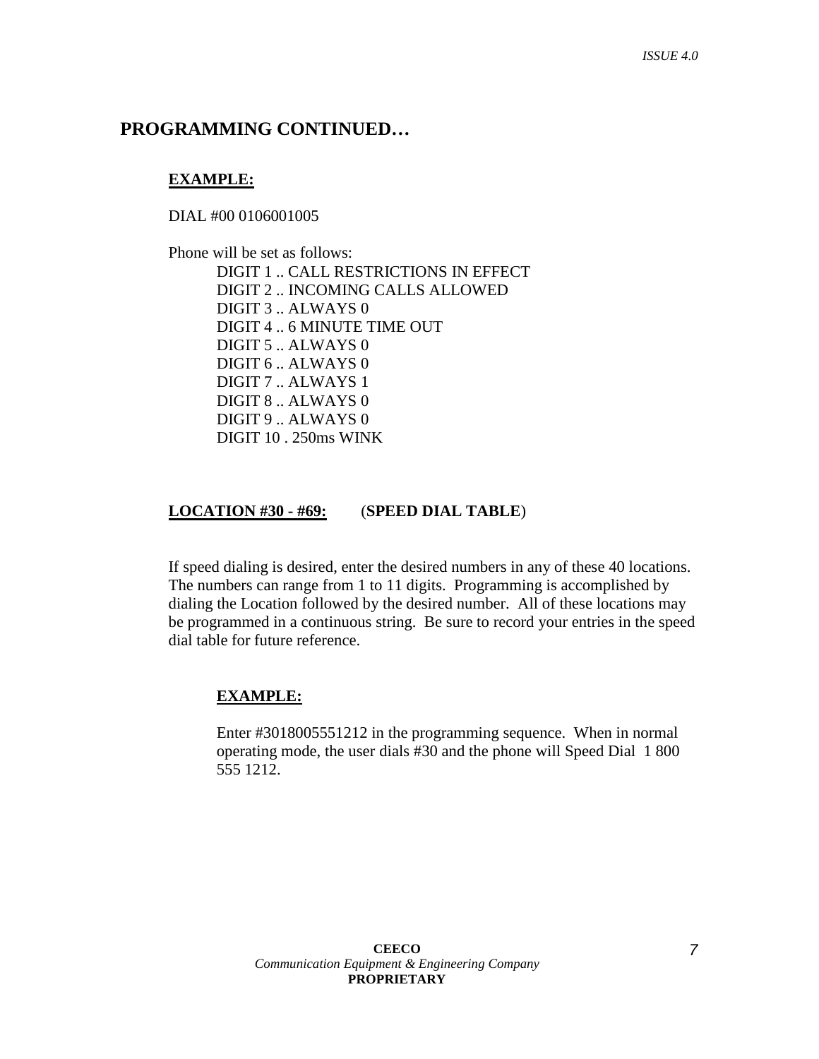## PROGRAMMING CONTINUED…

**EXAMPLE:**

DIAL #00 0106001005

Phone will be set as follows:

DIGIT 1 .. CALL RESTRICTIONS IN EFFECT
DIGIT 2 .. INCOMING CALLS ALLOWED
DIGIT 3 .. ALWAYS 0
DIGIT 4 .. 6 MINUTE TIME OUT
DIGIT 5 .. ALWAYS 0
DIGIT 6 .. ALWAYS 0
DIGIT 7 .. ALWAYS 1
DIGIT 8 .. ALWAYS 0
DIGIT 9 .. ALWAYS 0
DIGIT 10 . 250ms WINK

**LOCATION #30 - #69:** (**SPEED DIAL TABLE**)

If speed dialing is desired, enter the desired numbers in any of these 40 locations. The numbers can range from 1 to 11 digits. Programming is accomplished by dialing the Location followed by the desired number. All of these locations may be programmed in a continuous string. Be sure to record your entries in the speed dial table for future reference.

**EXAMPLE:**

Enter #3018005551212 in the programming sequence. When in normal operating mode, the user dials #30 and the phone will Speed Dial 1 800 555 1212.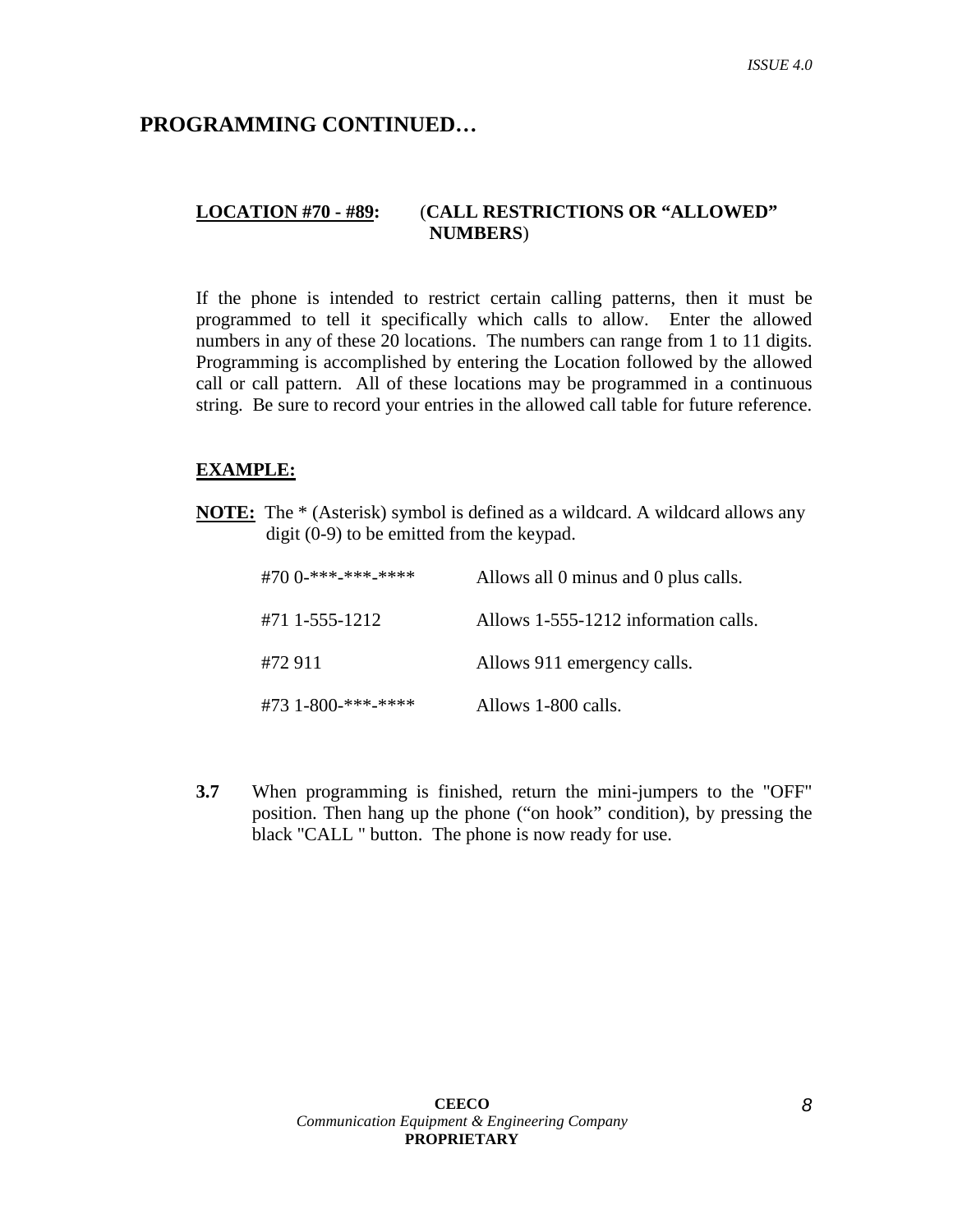## PROGRAMMING CONTINUED…

**LOCATION #70 - #89:** (**CALL RESTRICTIONS OR "ALLOWED" NUMBERS**)

If the phone is intended to restrict certain calling patterns, then it must be programmed to tell it specifically which calls to allow. Enter the allowed numbers in any of these 20 locations. The numbers can range from 1 to 11 digits. Programming is accomplished by entering the Location followed by the allowed call or call pattern. All of these locations may be programmed in a continuous string. Be sure to record your entries in the allowed call table for future reference.

**EXAMPLE:**

**NOTE:** The * (Asterisk) symbol is defined as a wildcard. A wildcard allows any digit (0-9) to be emitted from the keypad.

| | |
|---|---|
| #70 0-***-***-**** | Allows all 0 minus and 0 plus calls. |
| #71 1-555-1212 | Allows 1-555-1212 information calls. |
| #72 911 | Allows 911 emergency calls. |
| #73 1-800-***-**** | Allows 1-800 calls. |

**3.7** When programming is finished, return the mini-jumpers to the "OFF" position. Then hang up the phone ("on hook" condition), by pressing the black "CALL " button. The phone is now ready for use.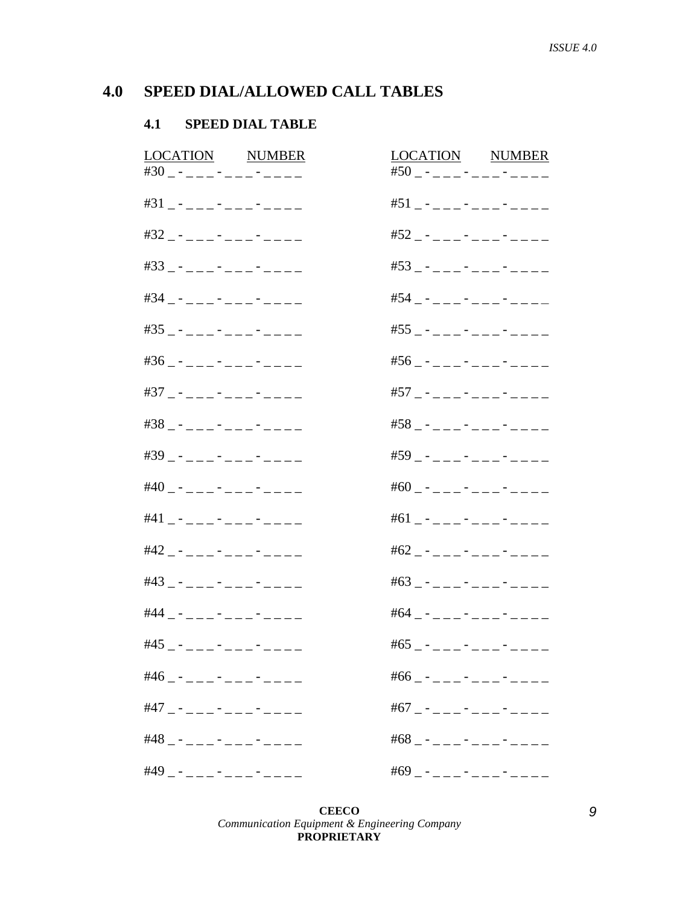## 4.0 SPEED DIAL/ALLOWED CALL TABLES

### 4.1 SPEED DIAL TABLE

| LOCATION | NUMBER | LOCATION | NUMBER |
|---|---|---|---|
| #30 | _ - _ _ _ - _ _ _ - _ _ _ _ | #50 | _ - _ _ _ - _ _ _ - _ _ _ _ |
| #31 | _ - _ _ _ - _ _ _ - _ _ _ _ | #51 | _ - _ _ _ - _ _ _ - _ _ _ _ |
| #32 | _ - _ _ _ - _ _ _ - _ _ _ _ | #52 | _ - _ _ _ - _ _ _ - _ _ _ _ |
| #33 | _ - _ _ _ - _ _ _ - _ _ _ _ | #53 | _ - _ _ _ - _ _ _ - _ _ _ _ |
| #34 | _ - _ _ _ - _ _ _ - _ _ _ _ | #54 | _ - _ _ _ - _ _ _ - _ _ _ _ |
| #35 | _ - _ _ _ - _ _ _ - _ _ _ _ | #55 | _ - _ _ _ - _ _ _ - _ _ _ _ |
| #36 | _ - _ _ _ - _ _ _ - _ _ _ _ | #56 | _ - _ _ _ - _ _ _ - _ _ _ _ |
| #37 | _ - _ _ _ - _ _ _ - _ _ _ _ | #57 | _ - _ _ _ - _ _ _ - _ _ _ _ |
| #38 | _ - _ _ _ - _ _ _ - _ _ _ _ | #58 | _ - _ _ _ - _ _ _ - _ _ _ _ |
| #39 | _ - _ _ _ - _ _ _ - _ _ _ _ | #59 | _ - _ _ _ - _ _ _ - _ _ _ _ |
| #40 | _ - _ _ _ - _ _ _ - _ _ _ _ | #60 | _ - _ _ _ - _ _ _ - _ _ _ _ |
| #41 | _ - _ _ _ - _ _ _ - _ _ _ _ | #61 | _ - _ _ _ - _ _ _ - _ _ _ _ |
| #42 | _ - _ _ _ - _ _ _ - _ _ _ _ | #62 | _ - _ _ _ - _ _ _ - _ _ _ _ |
| #43 | _ - _ _ _ - _ _ _ - _ _ _ _ | #63 | _ - _ _ _ - _ _ _ - _ _ _ _ |
| #44 | _ - _ _ _ - _ _ _ - _ _ _ _ | #64 | _ - _ _ _ - _ _ _ - _ _ _ _ |
| #45 | _ - _ _ _ - _ _ _ - _ _ _ _ | #65 | _ - _ _ _ - _ _ _ - _ _ _ _ |
| #46 | _ - _ _ _ - _ _ _ - _ _ _ _ | #66 | _ - _ _ _ - _ _ _ - _ _ _ _ |
| #47 | _ - _ _ _ - _ _ _ - _ _ _ _ | #67 | _ - _ _ _ - _ _ _ - _ _ _ _ |
| #48 | _ - _ _ _ - _ _ _ - _ _ _ _ | #68 | _ - _ _ _ - _ _ _ - _ _ _ _ |
| #49 | _ - _ _ _ - _ _ _ - _ _ _ _ | #69 | _ - _ _ _ - _ _ _ - _ _ _ _ |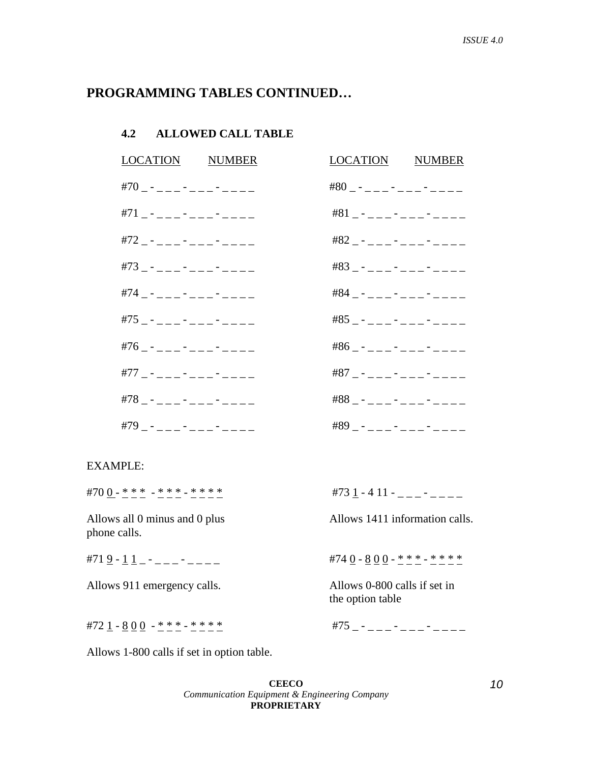## PROGRAMMING TABLES CONTINUED…

### 4.2 ALLOWED CALL TABLE

| LOCATION | NUMBER | LOCATION | NUMBER |
|---|---|---|---|
| #70 | _ - _ _ _ - _ _ _ - _ _ _ _ | #80 | _ - _ _ _ - _ _ _ - _ _ _ _ |
| #71 | _ - _ _ _ - _ _ _ - _ _ _ _ | #81 | _ - _ _ _ - _ _ _ - _ _ _ _ |
| #72 | _ - _ _ _ - _ _ _ - _ _ _ _ | #82 | _ - _ _ _ - _ _ _ - _ _ _ _ |
| #73 | _ - _ _ _ - _ _ _ - _ _ _ _ | #83 | _ - _ _ _ - _ _ _ - _ _ _ _ |
| #74 | _ - _ _ _ - _ _ _ - _ _ _ _ | #84 | _ - _ _ _ - _ _ _ - _ _ _ _ |
| #75 | _ - _ _ _ - _ _ _ - _ _ _ _ | #85 | _ - _ _ _ - _ _ _ - _ _ _ _ |
| #76 | _ - _ _ _ - _ _ _ - _ _ _ _ | #86 | _ - _ _ _ - _ _ _ - _ _ _ _ |
| #77 | _ - _ _ _ - _ _ _ - _ _ _ _ | #87 | _ - _ _ _ - _ _ _ - _ _ _ _ |
| #78 | _ - _ _ _ - _ _ _ - _ _ _ _ | #88 | _ - _ _ _ - _ _ _ - _ _ _ _ |
| #79 | _ - _ _ _ - _ _ _ - _ _ _ _ | #89 | _ - _ _ _ - _ _ _ - _ _ _ _ |

EXAMPLE:

#70 0 - * * * - * * * - * * * *

Allows all 0 minus and 0 plus phone calls.

#71 9 - 1 1 _ - _ _ _ - _ _ _ _

Allows 911 emergency calls.

#72 1 - 8 0 0 - * * * - * * * *

Allows 1-800 calls if set in option table.

#73 1 - 4 11 - _ _ _ - _ _ _ _

Allows 1411 information calls.

#74 0 - 8 0 0 - * * * - * * * *

Allows 0-800 calls if set in the option table

#75 _ - _ _ _ - _ _ _ - _ _ _ _

**CEECO**
*Communication Equipment & Engineering Company*
**PROPRIETARY**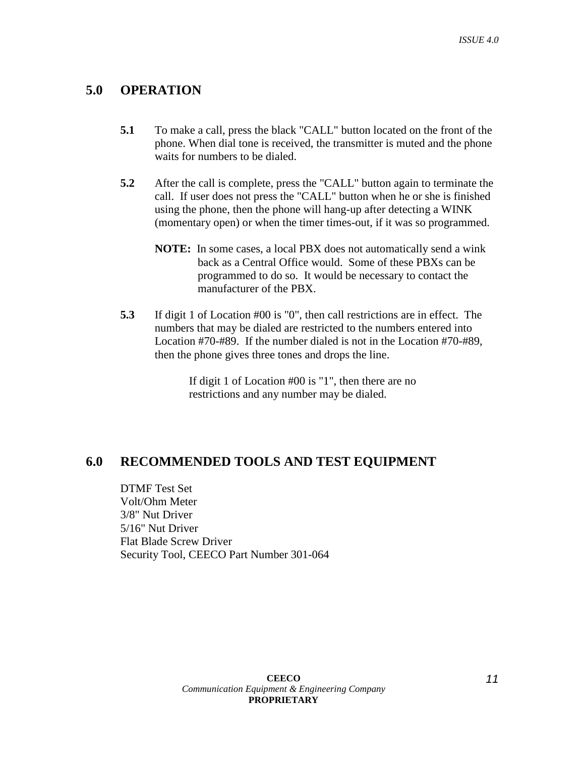## 5.0 OPERATION

**5.1** To make a call, press the black "CALL" button located on the front of the phone. When dial tone is received, the transmitter is muted and the phone waits for numbers to be dialed.

**5.2** After the call is complete, press the "CALL" button again to terminate the call. If user does not press the "CALL" button when he or she is finished using the phone, then the phone will hang-up after detecting a WINK (momentary open) or when the timer times-out, if it was so programmed.

> **NOTE:** In some cases, a local PBX does not automatically send a wink back as a Central Office would. Some of these PBXs can be programmed to do so. It would be necessary to contact the manufacturer of the PBX.

**5.3** If digit 1 of Location #00 is "0", then call restrictions are in effect. The numbers that may be dialed are restricted to the numbers entered into Location #70-#89. If the number dialed is not in the Location #70-#89, then the phone gives three tones and drops the line.

If digit 1 of Location #00 is "1", then there are no restrictions and any number may be dialed.

## 6.0 RECOMMENDED TOOLS AND TEST EQUIPMENT

DTMF Test Set
Volt/Ohm Meter
3/8" Nut Driver
5/16" Nut Driver
Flat Blade Screw Driver
Security Tool, CEECO Part Number 301-064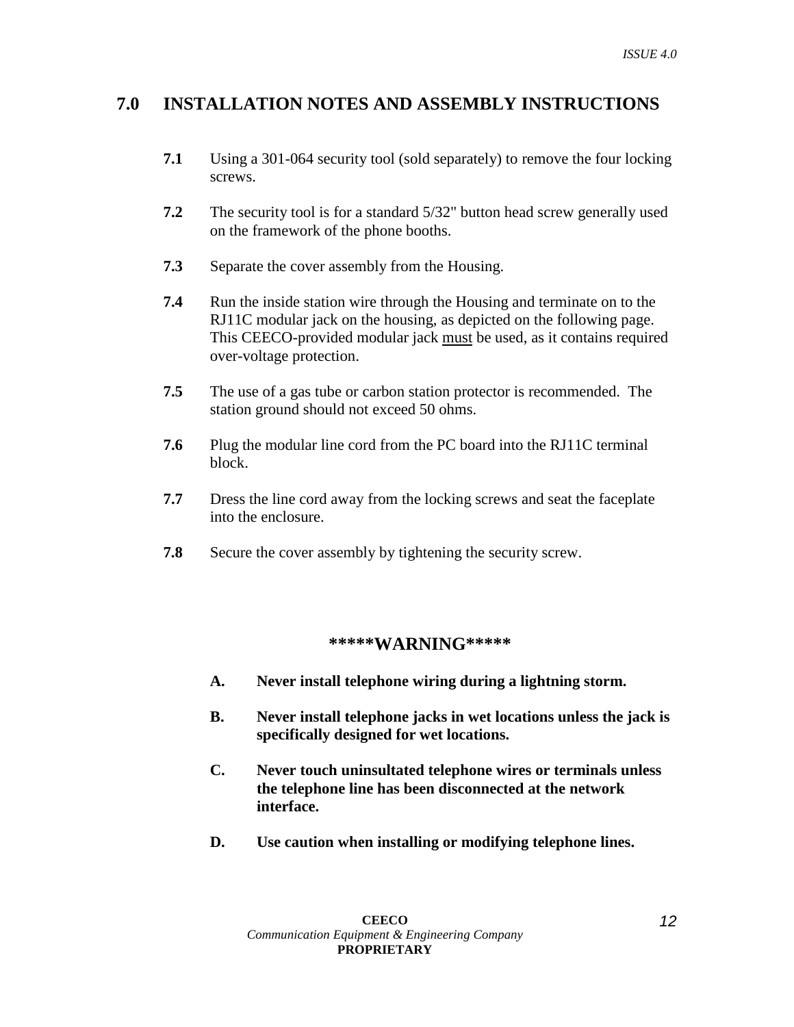## 7.0 INSTALLATION NOTES AND ASSEMBLY INSTRUCTIONS

**7.1** Using a 301-064 security tool (sold separately) to remove the four locking screws.

**7.2** The security tool is for a standard 5/32" button head screw generally used on the framework of the phone booths.

**7.3** Separate the cover assembly from the Housing.

**7.4** Run the inside station wire through the Housing and terminate on to the RJ11C modular jack on the housing, as depicted on the following page. This CEECO-provided modular jack <u>must</u> be used, as it contains required over-voltage protection.

**7.5** The use of a gas tube or carbon station protector is recommended. The station ground should not exceed 50 ohms.

**7.6** Plug the modular line cord from the PC board into the RJ11C terminal block.

**7.7** Dress the line cord away from the locking screws and seat the faceplate into the enclosure.

**7.8** Secure the cover assembly by tightening the security screw.

**\*\*\*\*\*WARNING\*\*\*\*\***

**A. Never install telephone wiring during a lightning storm.**

**B. Never install telephone jacks in wet locations unless the jack is specifically designed for wet locations.**

**C. Never touch uninsultated telephone wires or terminals unless the telephone line has been disconnected at the network interface.**

**D. Use caution when installing or modifying telephone lines.**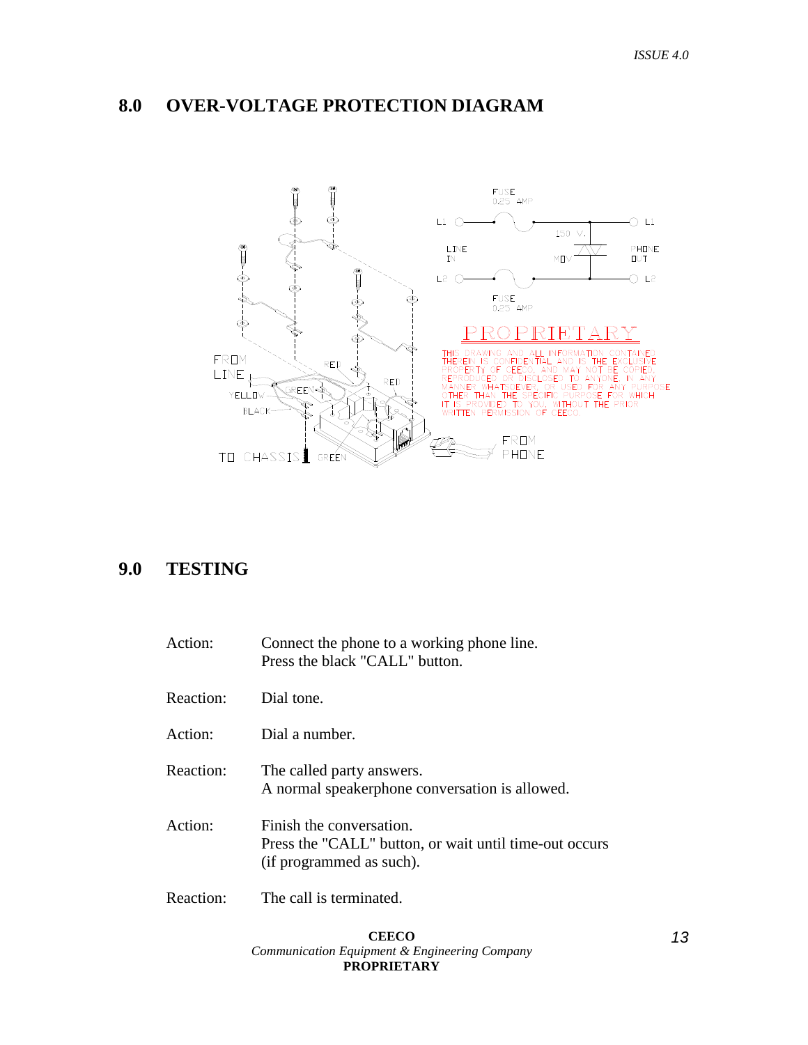## 8.0 OVER-VOLTAGE PROTECTION DIAGRAM

## 9.0 TESTING

| | |
|---|---|
| Action: | Connect the phone to a working phone line.<br>Press the black "CALL" button. |
| Reaction: | Dial tone. |
| Action: | Dial a number. |
| Reaction: | The called party answers.<br>A normal speakerphone conversation is allowed. |
| Action: | Finish the conversation.<br>Press the "CALL" button, or wait until time-out occurs (if programmed as such). |
| Reaction: | The call is terminated. |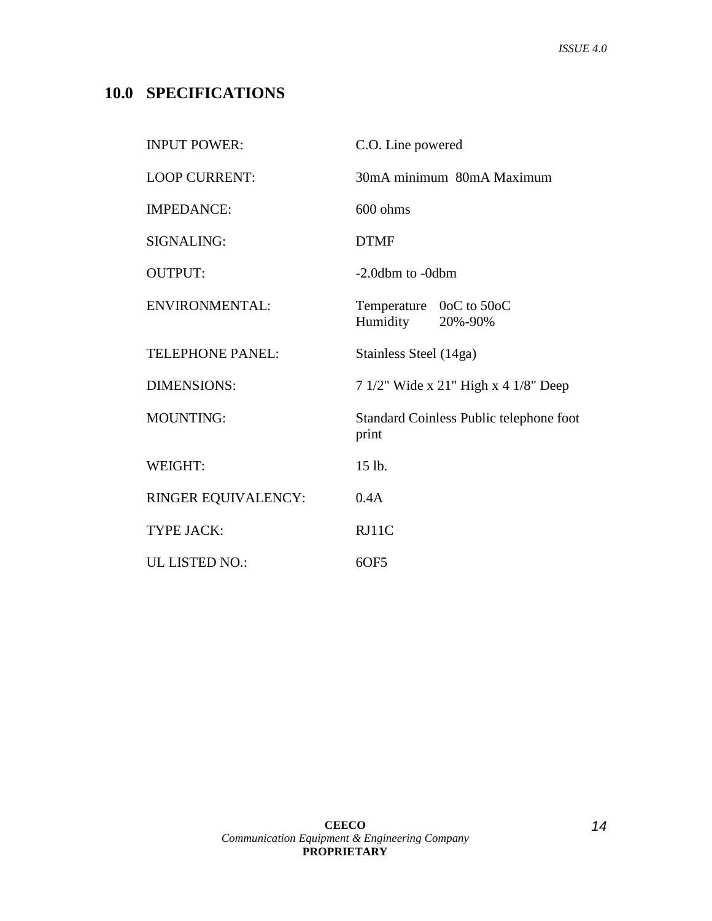## 10.0 SPECIFICATIONS

| | |
|---|---|
| INPUT POWER: | C.O. Line powered |
| LOOP CURRENT: | 30mA minimum 80mA Maximum |
| IMPEDANCE: | 600 ohms |
| SIGNALING: | DTMF |
| OUTPUT: | -2.0dbm to -0dbm |
| ENVIRONMENTAL: | Temperature 0oC to 50oC<br>Humidity 20%-90% |
| TELEPHONE PANEL: | Stainless Steel (14ga) |
| DIMENSIONS: | 7 1/2" Wide x 21" High x 4 1/8" Deep |
| MOUNTING: | Standard Coinless Public telephone foot print |
| WEIGHT: | 15 lb. |
| RINGER EQUIVALENCY: | 0.4A |
| TYPE JACK: | RJ11C |
| UL LISTED NO.: | 6OF5 |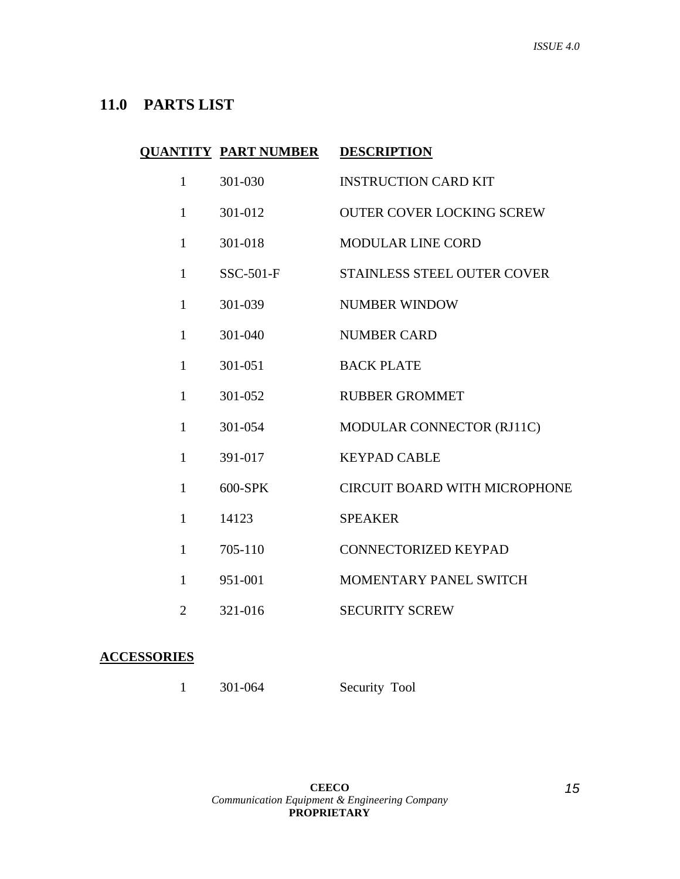## 11.0 PARTS LIST

| QUANTITY | PART NUMBER | DESCRIPTION |
|---|---|---|
| 1 | 301-030 | INSTRUCTION CARD KIT |
| 1 | 301-012 | OUTER COVER LOCKING SCREW |
| 1 | 301-018 | MODULAR LINE CORD |
| 1 | SSC-501-F | STAINLESS STEEL OUTER COVER |
| 1 | 301-039 | NUMBER WINDOW |
| 1 | 301-040 | NUMBER CARD |
| 1 | 301-051 | BACK PLATE |
| 1 | 301-052 | RUBBER GROMMET |
| 1 | 301-054 | MODULAR CONNECTOR (RJ11C) |
| 1 | 391-017 | KEYPAD CABLE |
| 1 | 600-SPK | CIRCUIT BOARD WITH MICROPHONE |
| 1 | 14123 | SPEAKER |
| 1 | 705-110 | CONNECTORIZED KEYPAD |
| 1 | 951-001 | MOMENTARY PANEL SWITCH |
| 2 | 321-016 | SECURITY SCREW |

**ACCESSORIES**

| QUANTITY | PART NUMBER | DESCRIPTION |
|---|---|---|
| 1 | 301-064 | Security Tool |

**CEECO**
*Communication Equipment & Engineering Company*
**PROPRIETARY**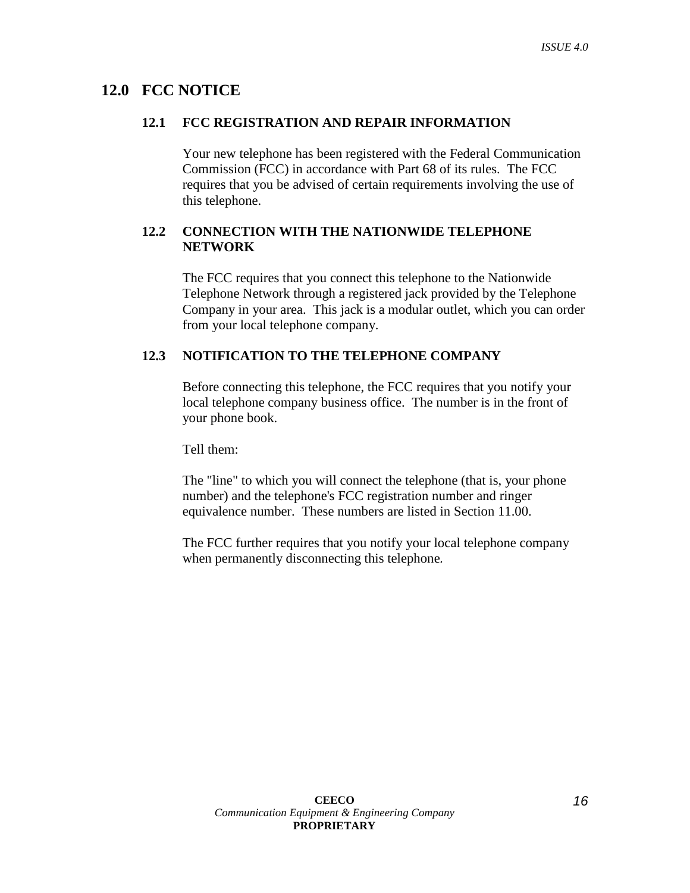## 12.0 FCC NOTICE

### 12.1 FCC REGISTRATION AND REPAIR INFORMATION

Your new telephone has been registered with the Federal Communication Commission (FCC) in accordance with Part 68 of its rules. The FCC requires that you be advised of certain requirements involving the use of this telephone.

### 12.2 CONNECTION WITH THE NATIONWIDE TELEPHONE NETWORK

The FCC requires that you connect this telephone to the Nationwide Telephone Network through a registered jack provided by the Telephone Company in your area. This jack is a modular outlet, which you can order from your local telephone company.

### 12.3 NOTIFICATION TO THE TELEPHONE COMPANY

Before connecting this telephone, the FCC requires that you notify your local telephone company business office. The number is in the front of your phone book.

Tell them:

The "line" to which you will connect the telephone (that is, your phone number) and the telephone's FCC registration number and ringer equivalence number. These numbers are listed in Section 11.00.

The FCC further requires that you notify your local telephone company when permanently disconnecting this telephone.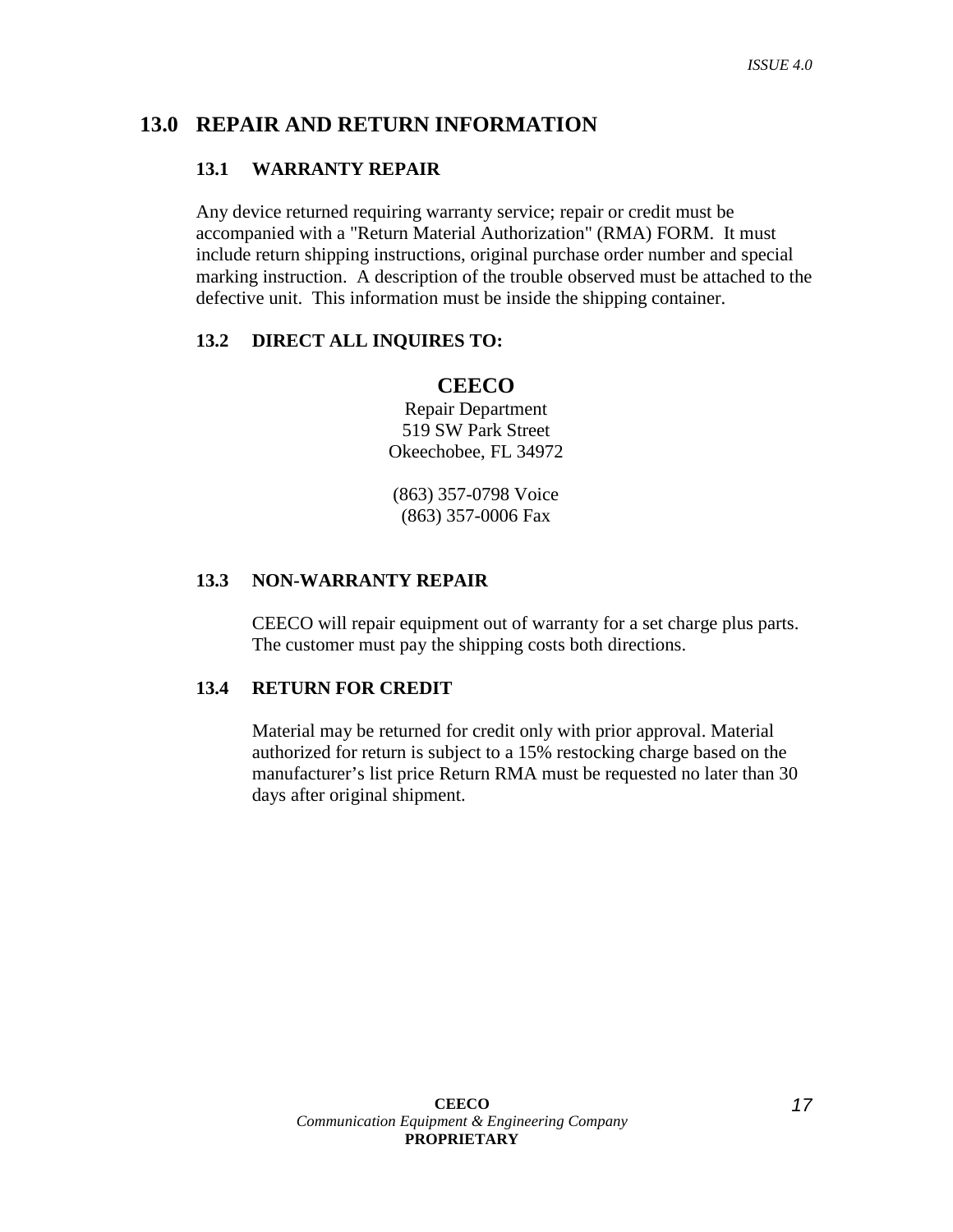## 13.0 REPAIR AND RETURN INFORMATION

### 13.1 WARRANTY REPAIR

Any device returned requiring warranty service; repair or credit must be accompanied with a "Return Material Authorization" (RMA) FORM. It must include return shipping instructions, original purchase order number and special marking instruction. A description of the trouble observed must be attached to the defective unit. This information must be inside the shipping container.

### 13.2 DIRECT ALL INQUIRES TO:

**CEECO**
Repair Department
519 SW Park Street
Okeechobee, FL 34972

(863) 357-0798 Voice
(863) 357-0006 Fax

### 13.3 NON-WARRANTY REPAIR

CEECO will repair equipment out of warranty for a set charge plus parts. The customer must pay the shipping costs both directions.

### 13.4 RETURN FOR CREDIT

Material may be returned for credit only with prior approval. Material authorized for return is subject to a 15% restocking charge based on the manufacturer's list price Return RMA must be requested no later than 30 days after original shipment.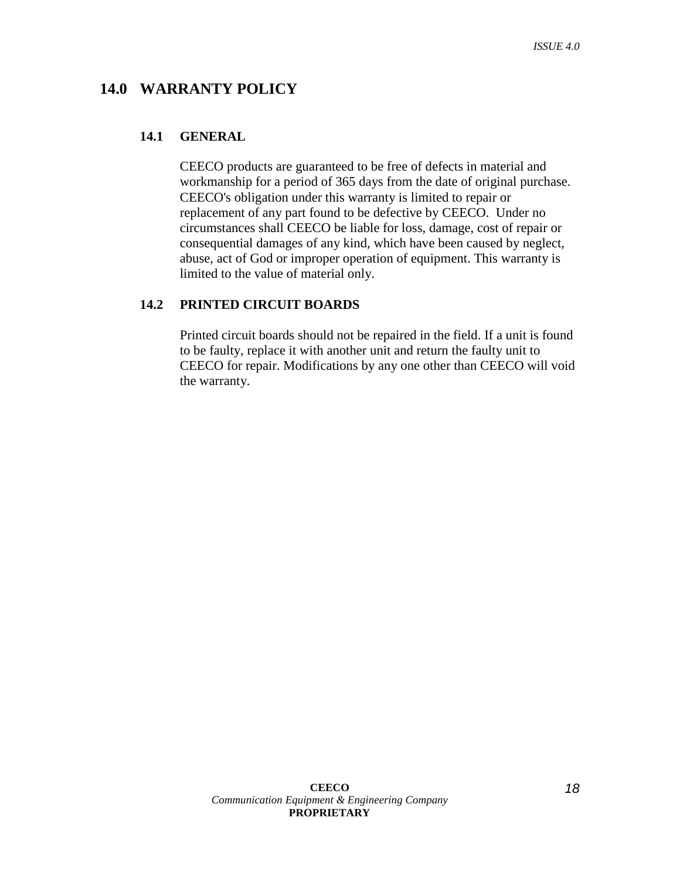# 14.0 WARRANTY POLICY

## 14.1 GENERAL

CEECO products are guaranteed to be free of defects in material and workmanship for a period of 365 days from the date of original purchase. CEECO's obligation under this warranty is limited to repair or replacement of any part found to be defective by CEECO. Under no circumstances shall CEECO be liable for loss, damage, cost of repair or consequential damages of any kind, which have been caused by neglect, abuse, act of God or improper operation of equipment. This warranty is limited to the value of material only.

## 14.2 PRINTED CIRCUIT BOARDS

Printed circuit boards should not be repaired in the field. If a unit is found to be faulty, replace it with another unit and return the faulty unit to CEECO for repair. Modifications by any one other than CEECO will void the warranty.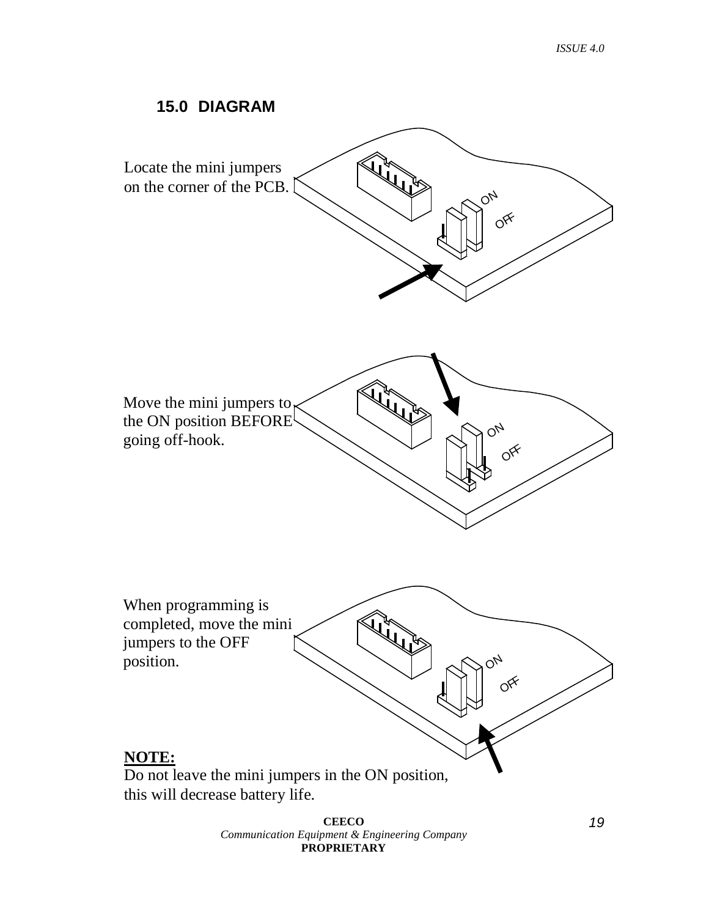## 15.0 DIAGRAM

Locate the mini jumpers on the corner of the PCB.

ON

OFF

Move the mini jumpers to the ON position BEFORE going off-hook.

ON

OFF

When programming is completed, move the mini jumpers to the OFF position.

ON

OFF

**NOTE:**
Do not leave the mini jumpers in the ON position, this will decrease battery life.